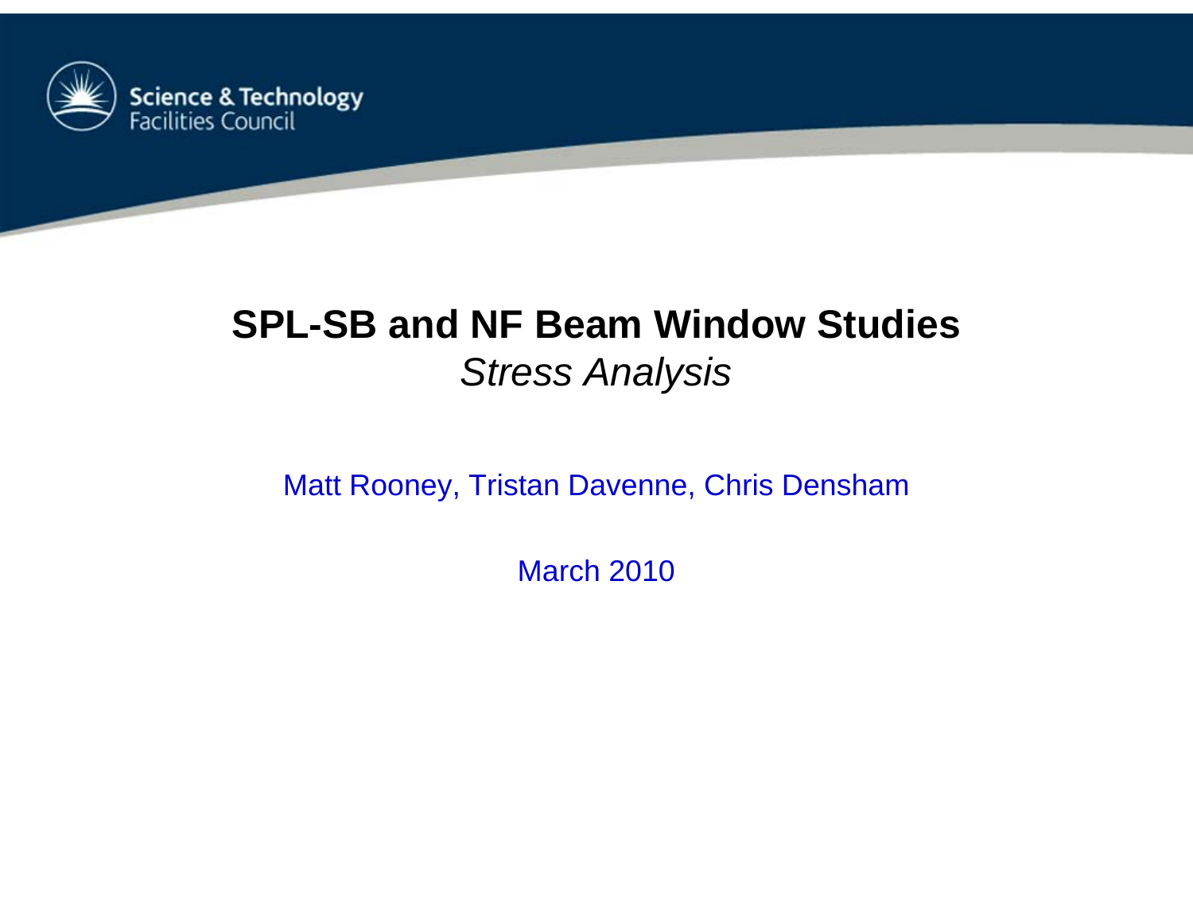Science & Technology Facilities Council

# SPL-SB and NF Beam Window Studies

*Stress Analysis*

Matt Rooney, Tristan Davenne, Chris Densham

March 2010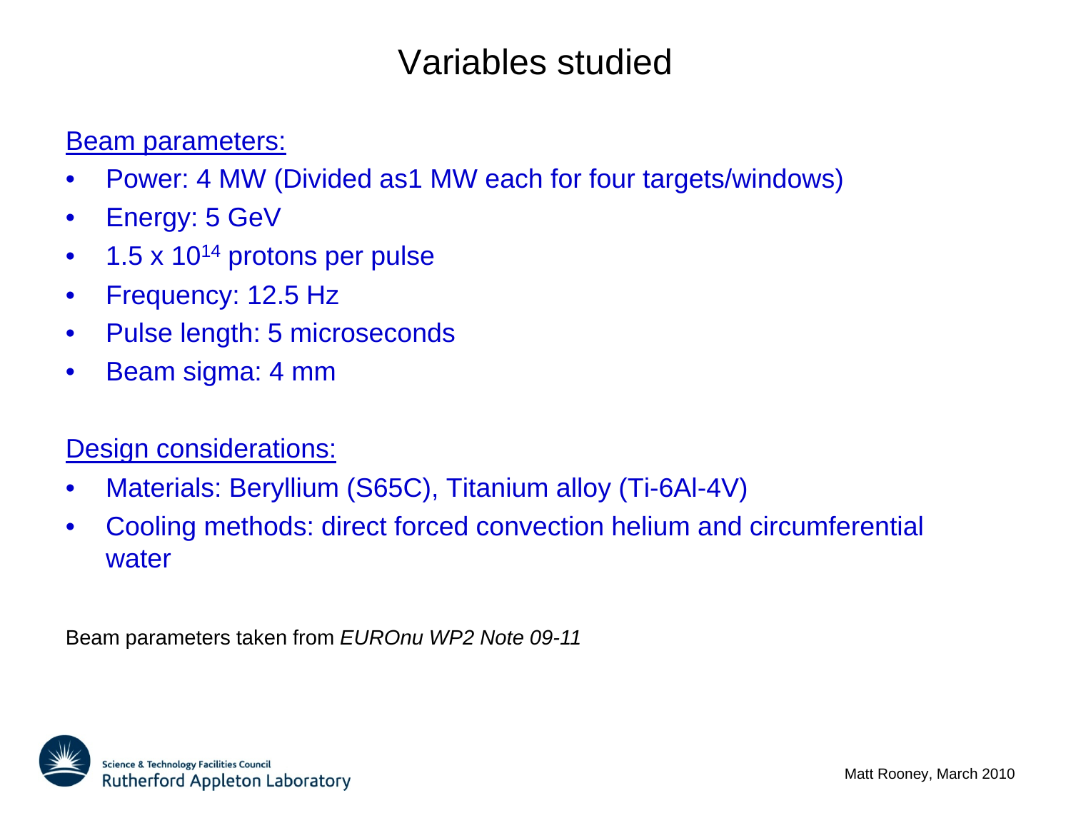# Variables studied

Beam parameters:

- Power: 4 MW (Divided as1 MW each for four targets/windows)
- Energy: 5 GeV
- $1.5 \times 10^{14}$ protons per pulse
- Frequency: 12.5 Hz
- Pulse length: 5 microseconds
- Beam sigma: 4 mm

Design considerations:

- Materials: Beryllium (S65C), Titanium alloy (Ti-6Al-4V)
- Cooling methods: direct forced convection helium and circumferential water

Beam parameters taken from *EUROnu WP2 Note 09-11*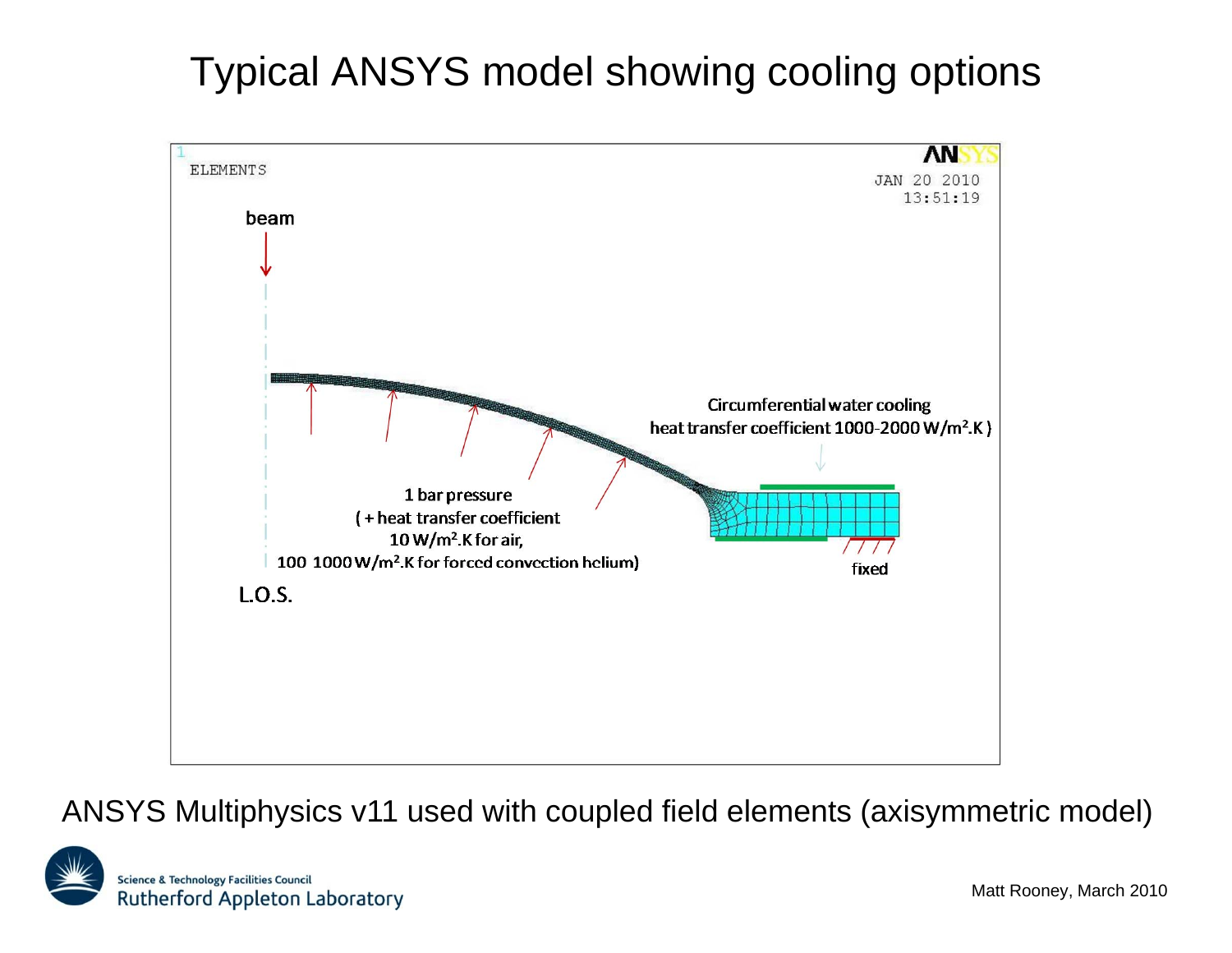# Typical ANSYS model showing cooling options

ELEMENTS

JAN 20 2010
13:51:19

beam

Circumferential water cooling
heat transfer coefficient 1000-2000 W/m$^2$.K )

1 bar pressure
( + heat transfer coefficient
10 W/m$^2$.K for air,
100 1000 W/m$^2$.K for forced convection helium)

fixed

L.O.S.

ANSYS Multiphysics v11 used with coupled field elements (axisymmetric model)

Science & Technology Facilities Council
Rutherford Appleton Laboratory

Matt Rooney, March 2010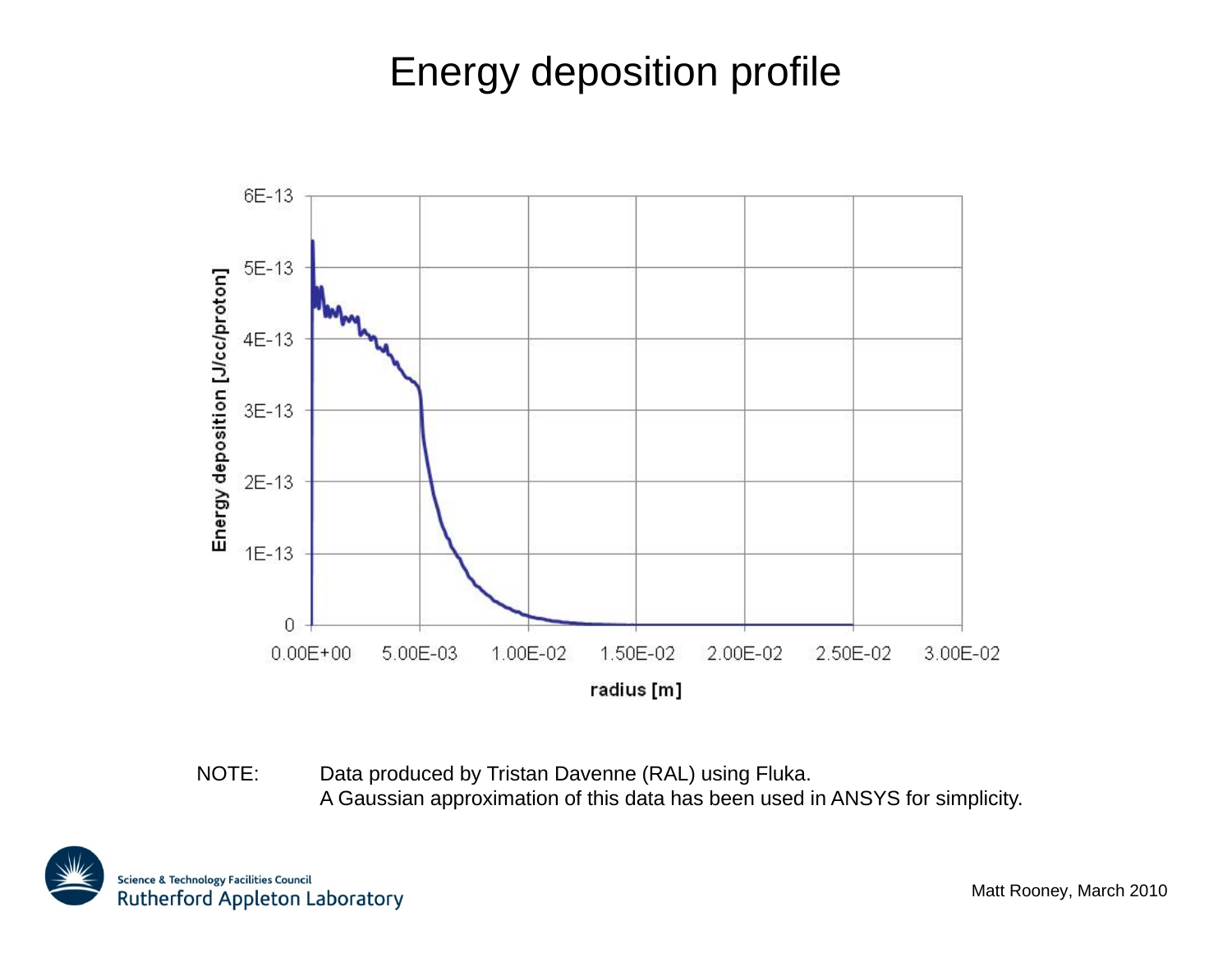# Energy deposition profile

NOTE: Data produced by Tristan Davenne (RAL) using Fluka.
A Gaussian approximation of this data has been used in ANSYS for simplicity.

Matt Rooney, March 2010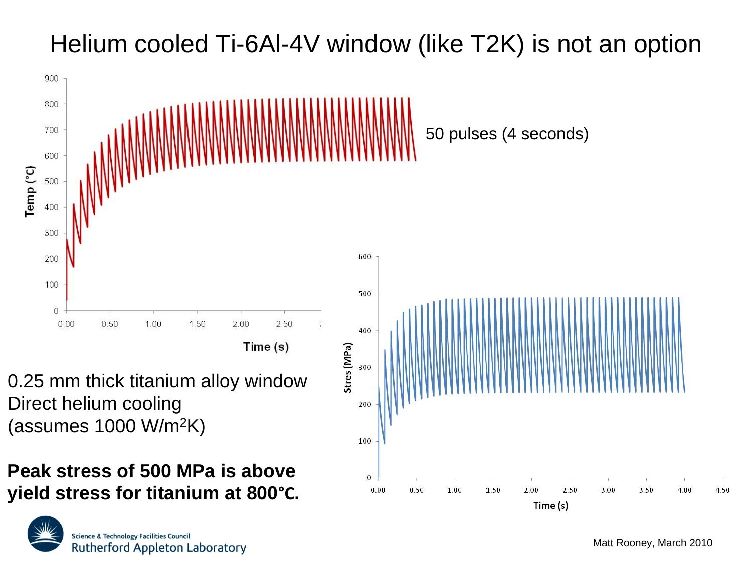# Helium cooled Ti-6Al-4V window (like T2K) is not an option

50 pulses (4 seconds)

0.25 mm thick titanium alloy window
Direct helium cooling
(assumes 1000 $W/m^2K$)

**Peak stress of 500 MPa is above yield stress for titanium at 800°C.**

Matt Rooney, March 2010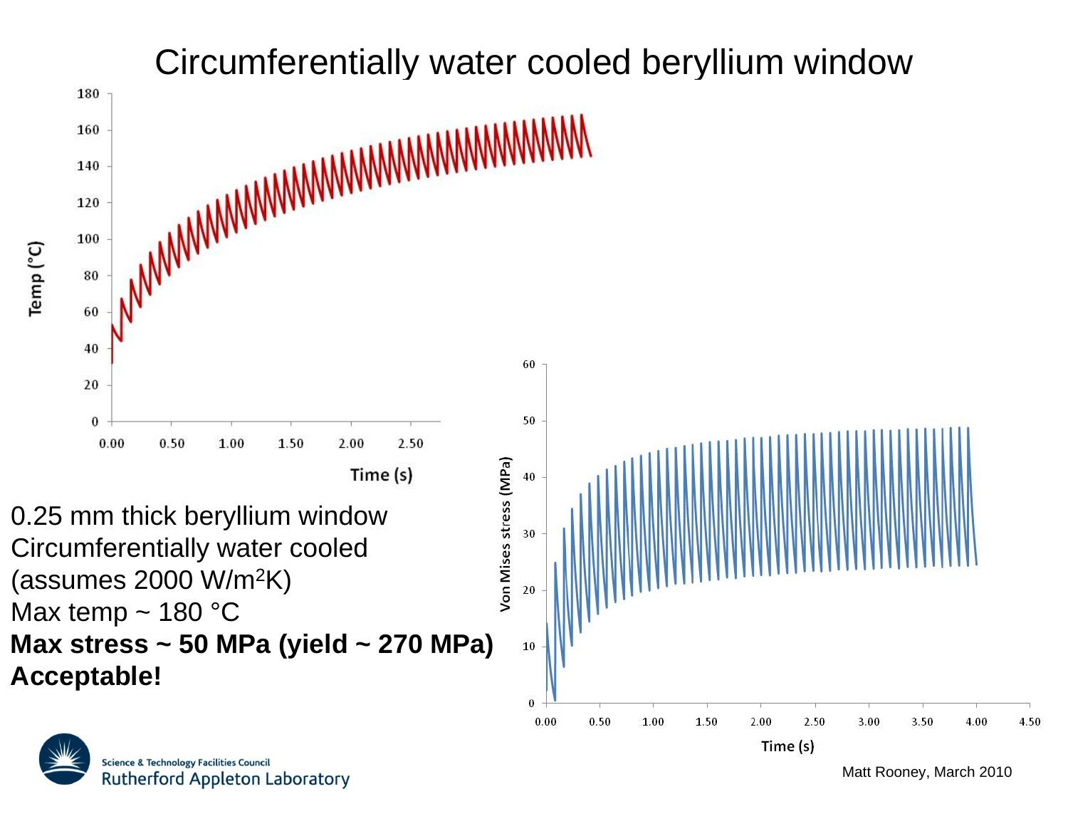# Circumferentially water cooled beryllium window

0.25 mm thick beryllium window
Circumferentially water cooled
(assumes 2000 $W/m^2K$)
Max temp ~ 180 °C
**Max stress ~ 50 MPa (yield ~ 270 MPa)**
**Acceptable!**

Matt Rooney, March 2010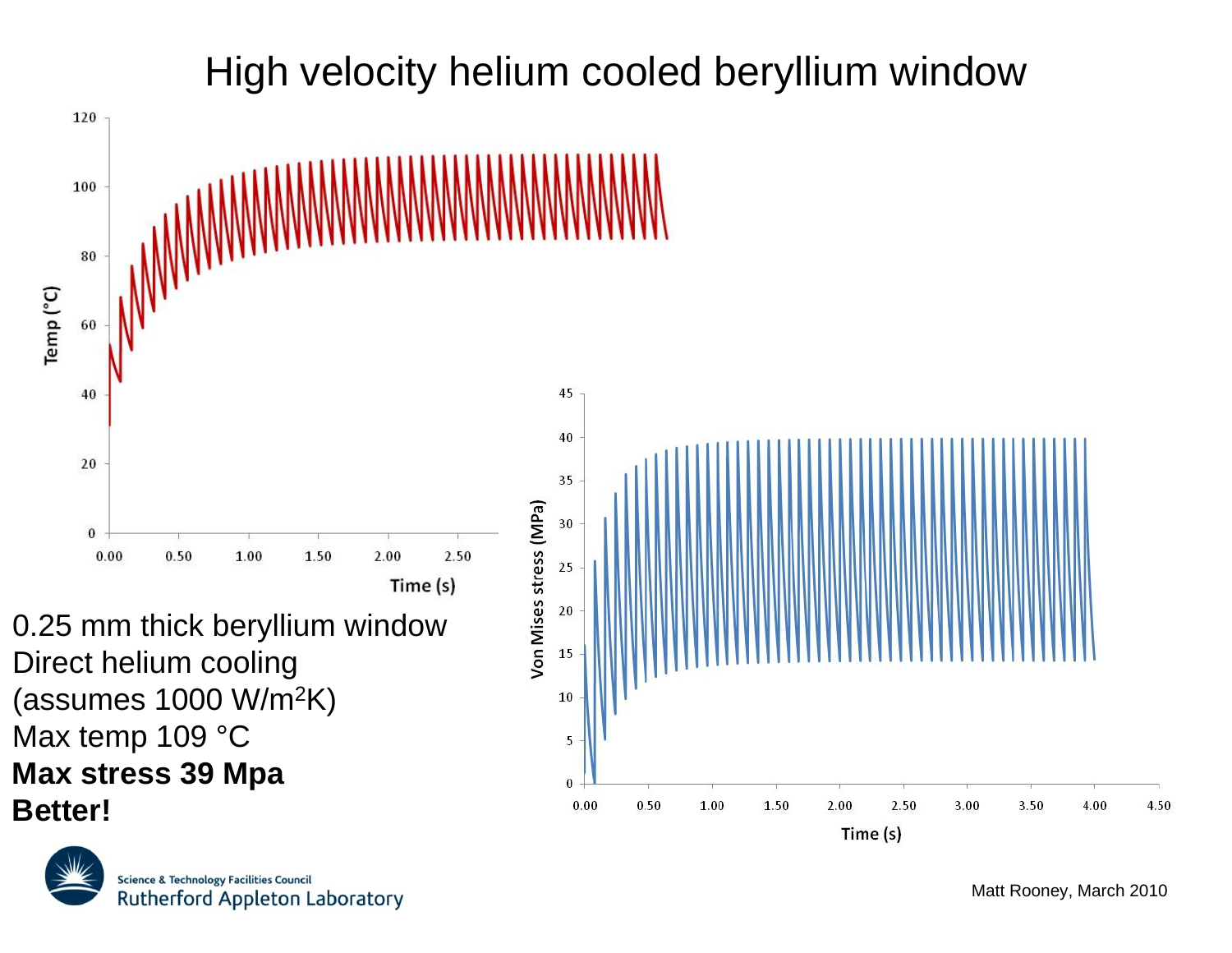# High velocity helium cooled beryllium window

0.25 mm thick beryllium window
Direct helium cooling
(assumes 1000 $W/m^2K$)
Max temp 109 °C
**Max stress 39 Mpa**
**Better!**

Matt Rooney, March 2010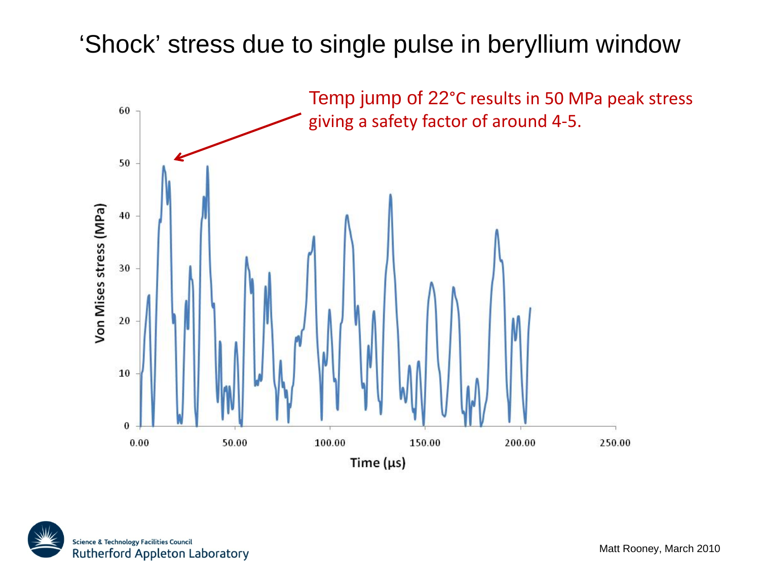# 'Shock' stress due to single pulse in beryllium window

Temp jump of 22°C results in 50 MPa peak stress giving a safety factor of around 4-5.

Matt Rooney, March 2010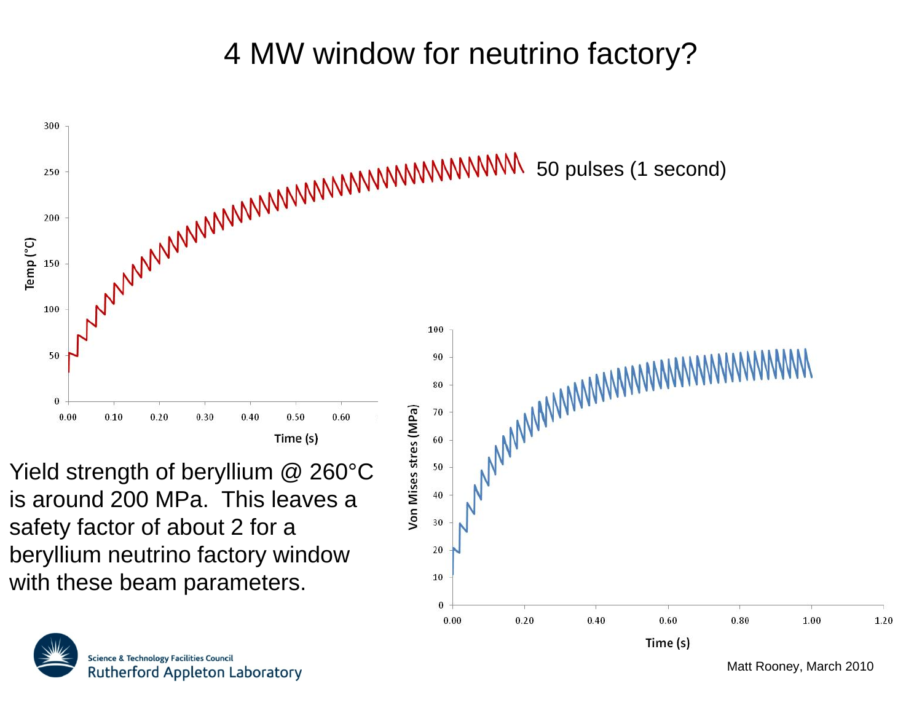# 4 MW window for neutrino factory?

50 pulses (1 second)

Yield strength of beryllium @ 260°C is around 200 MPa. This leaves a safety factor of about 2 for a beryllium neutrino factory window with these beam parameters.

Matt Rooney, March 2010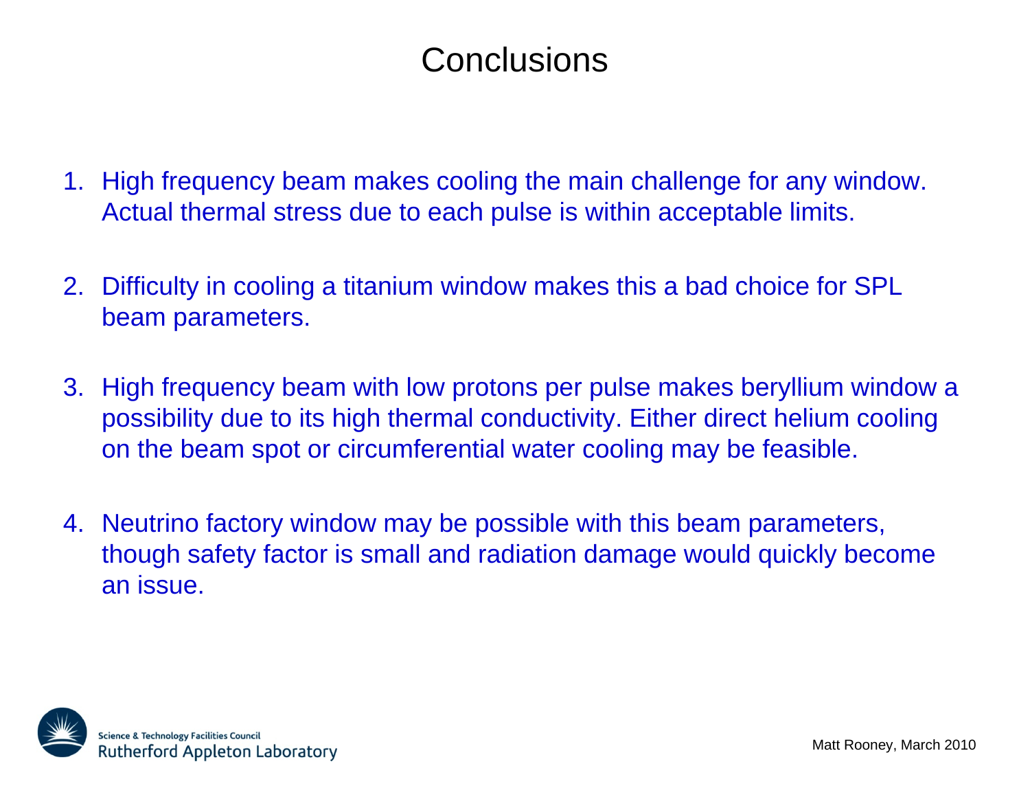# Conclusions

1. High frequency beam makes cooling the main challenge for any window. Actual thermal stress due to each pulse is within acceptable limits.

2. Difficulty in cooling a titanium window makes this a bad choice for SPL beam parameters.

3. High frequency beam with low protons per pulse makes beryllium window a possibility due to its high thermal conductivity. Either direct helium cooling on the beam spot or circumferential water cooling may be feasible.

4. Neutrino factory window may be possible with this beam parameters, though safety factor is small and radiation damage would quickly become an issue.